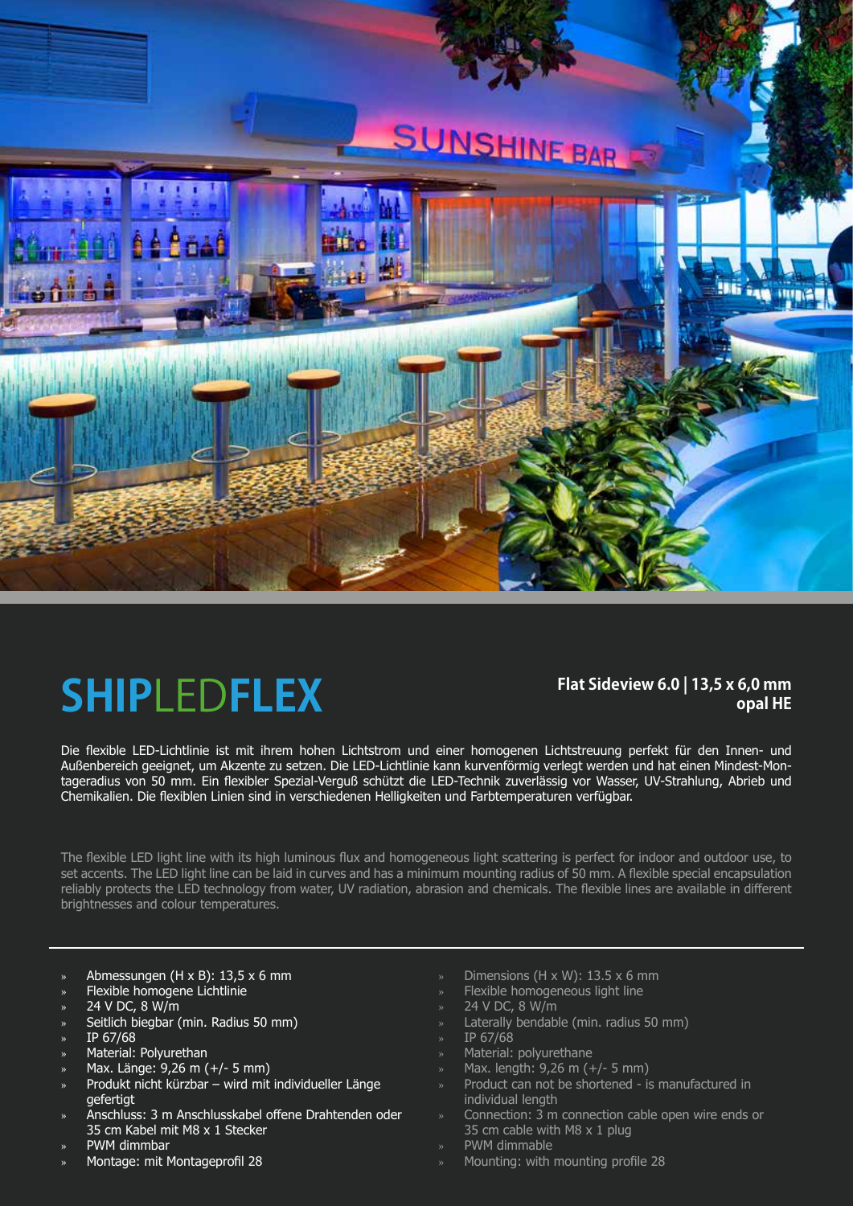# SHIPLEDFLEX

**Flat Sideview 6.0 | 13,5 x 6,0 mm**
**opal HE**

Die flexible LED-Lichtlinie ist mit ihrem hohen Lichtstrom und einer homogenen Lichtstreuung perfekt für den Innen- und Außenbereich geeignet, um Akzente zu setzen. Die LED-Lichtlinie kann kurvenförmig verlegt werden und hat einen Mindest-Montageradius von 50 mm. Ein flexibler Spezial-Verguß schützt die LED-Technik zuverlässig vor Wasser, UV-Strahlung, Abrieb und Chemikalien. Die flexiblen Linien sind in verschiedenen Helligkeiten und Farbtemperaturen verfügbar.

The flexible LED light line with its high luminous flux and homogeneous light scattering is perfect for indoor and outdoor use, to set accents. The LED light line can be laid in curves and has a minimum mounting radius of 50 mm. A flexible special encapsulation reliably protects the LED technology from water, UV radiation, abrasion and chemicals. The flexible lines are available in different brightnesses and colour temperatures.

- Abmessungen (H x B): 13,5 x 6 mm
- Flexible homogene Lichtlinie
- 24 V DC, 8 W/m
- Seitlich biegbar (min. Radius 50 mm)
- IP 67/68
- Material: Polyurethan
- Max. Länge: 9,26 m (+/- 5 mm)
- Produkt nicht kürzbar – wird mit individueller Länge gefertigt
- Anschluss: 3 m Anschlusskabel offene Drahtenden oder 35 cm Kabel mit M8 x 1 Stecker
- PWM dimmbar
- Montage: mit Montageprofil 28

- Dimensions (H x W): 13.5 x 6 mm
- Flexible homogeneous light line
- 24 V DC, 8 W/m
- Laterally bendable (min. radius 50 mm)
- IP 67/68
- Material: polyurethane
- Max. length: 9,26 m (+/- 5 mm)
- Product can not be shortened - is manufactured in individual length
- Connection: 3 m connection cable open wire ends or 35 cm cable with M8 x 1 plug
- PWM dimmable
- Mounting: with mounting profile 28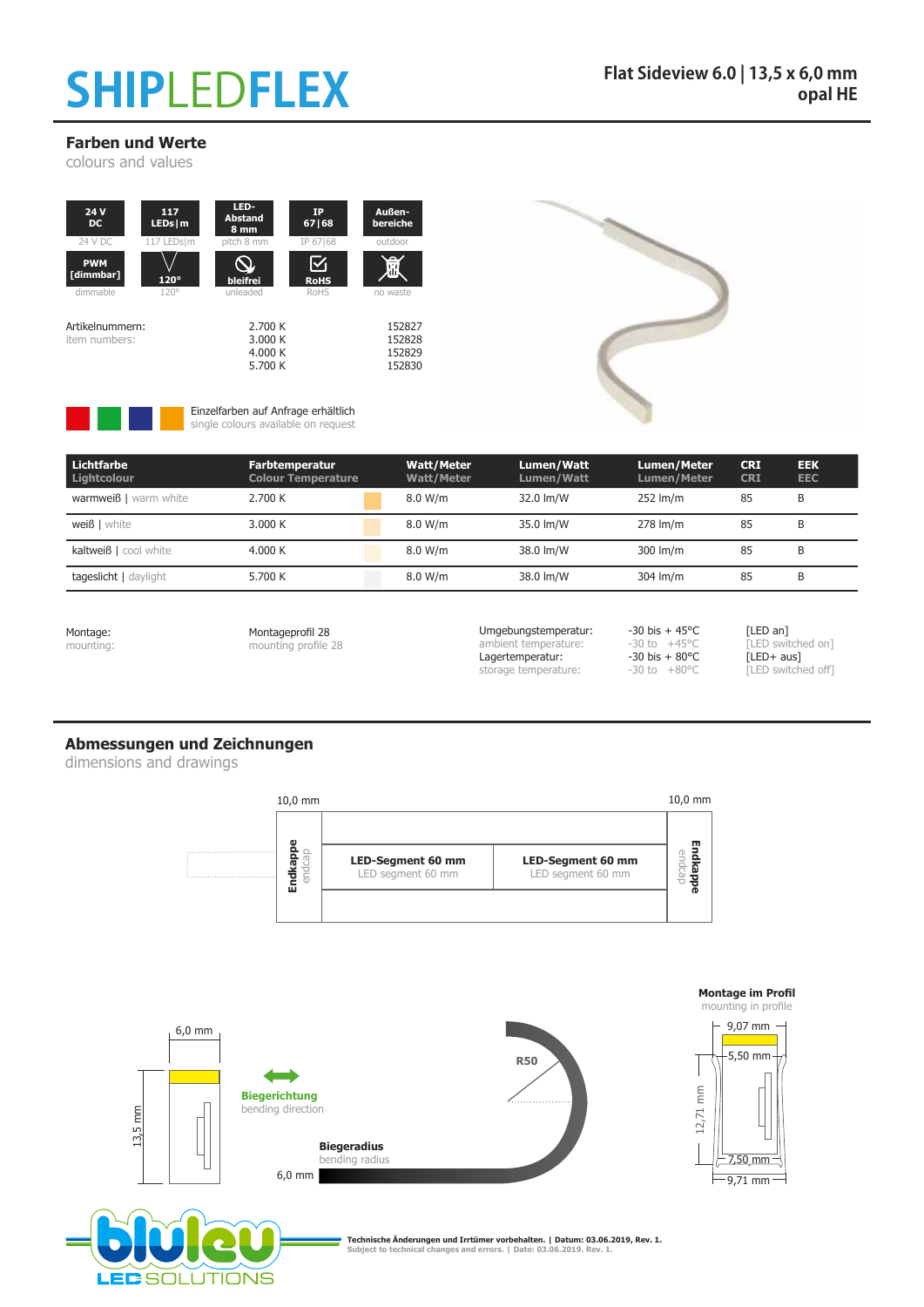# SHIPLEDFLEX

**Flat Sideview 6.0 | 13,5 x 6,0 mm**
**opal HE**

## Farben und Werte
colours and values

| | | | | |
|---|---|---|---|---|
| **24 V DC** 24 V DC | **117 LEDs\|m** 117 LEDs\|m | **LED-Abstand 8 mm** pitch 8 mm | **IP 67\|68** IP 67\|68 | **Außen-bereiche** outdoor |
| **PWM [dimmbar]** dimmable | **120°** 120° | **bleifrei** unleaded | **RoHS** RoHS | no waste |

| Artikelnummern: item numbers: | | |
|---|---|---|
| | 2.700 K | 152827 |
| | 3.000 K | 152828 |
| | 4.000 K | 152829 |
| | 5.700 K | 152830 |

Einzelfarben auf Anfrage erhältlich
single colours available on request

| Lichtfarbe Lightcolour | Farbtemperatur Colour Temperature | Watt/Meter Watt/Meter | Lumen/Watt Lumen/Watt | Lumen/Meter Lumen/Meter | CRI CRI | EEK EEC |
|---|---|---|---|---|---|---|
| warmweiß \| warm white | 2.700 K | 8.0 W/m | 32.0 lm/W | 252 lm/m | 85 | B |
| weiß \| white | 3.000 K | 8.0 W/m | 35.0 lm/W | 278 lm/m | 85 | B |
| kaltweiß \| cool white | 4.000 K | 8.0 W/m | 38.0 lm/W | 300 lm/m | 85 | B |
| tageslicht \| daylight | 5.700 K | 8.0 W/m | 38.0 lm/W | 304 lm/m | 85 | B |

Montage: Montageprofil 28
mounting: mounting profile 28

Umgebungstemperatur: -30 bis + 45°C [LED an]
ambient temperature: -30 to +45°C [LED switched on]
Lagertemperatur: -30 bis + 80°C [LED+ aus]
storage temperature: -30 to +80°C [LED switched off]

## Abmessungen und Zeichnungen
dimensions and drawings

10,0 mm
10,0 mm
**Endkappe** endcap
**LED-Segment 60 mm** LED segment 60 mm
**LED-Segment 60 mm** LED segment 60 mm
**Endkappe** endcap

6,0 mm
13,5 mm
**Biegerichtung** bending direction
R50
**Biegeradius** bending radius
6,0 mm

**Montage im Profil** mounting in profile
9,07 mm
5,50 mm
12,71 mm
7,50 mm
9,71 mm

bluleu LED SOLUTIONS

**Technische Änderungen und Irrtümer vorbehalten. | Datum: 03.06.2019, Rev. 1.**
Subject to technical changes and errors. | Date: 03.06.2019. Rev. 1.